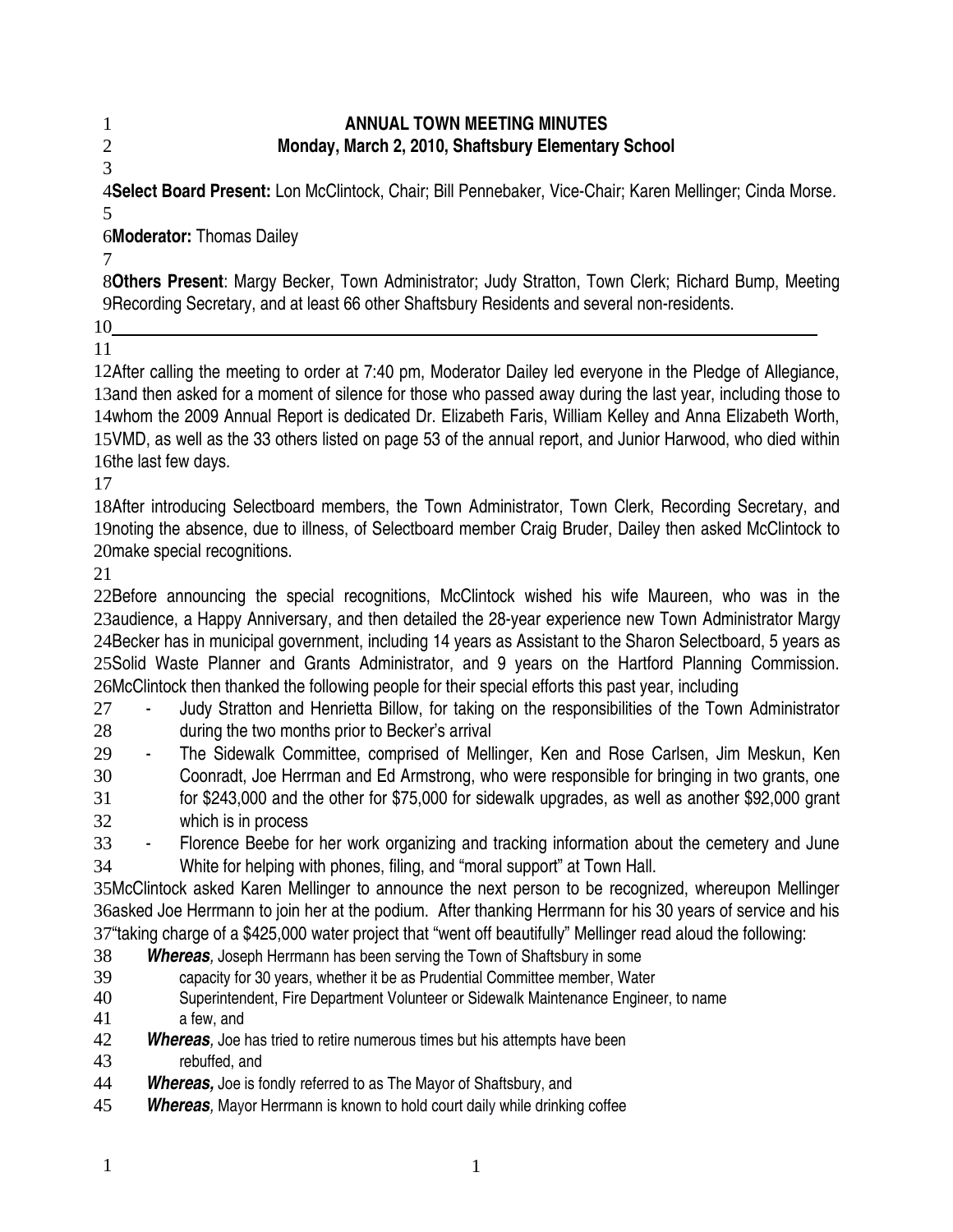# ANNUAL TOWN MEETING MINUTES

## Monday, March 2, 2010, Shaftsbury Elementary School

**Select Board Present:** Lon McClintock, Chair; Bill Pennebaker, Vice-Chair; Karen Mellinger; Cinda Morse.

**Moderator:** Thomas Dailey

**Others Present**: Margy Becker, Town Administrator; Judy Stratton, Town Clerk; Richard Bump, Meeting Recording Secretary, and at least 66 other Shaftsbury Residents and several non-residents.

---

After calling the meeting to order at 7:40 pm, Moderator Dailey led everyone in the Pledge of Allegiance, and then asked for a moment of silence for those who passed away during the last year, including those to whom the 2009 Annual Report is dedicated Dr. Elizabeth Faris, William Kelley and Anna Elizabeth Worth, VMD, as well as the 33 others listed on page 53 of the annual report, and Junior Harwood, who died within the last few days.

After introducing Selectboard members, the Town Administrator, Town Clerk, Recording Secretary, and noting the absence, due to illness, of Selectboard member Craig Bruder, Dailey then asked McClintock to make special recognitions.

Before announcing the special recognitions, McClintock wished his wife Maureen, who was in the audience, a Happy Anniversary, and then detailed the 28-year experience new Town Administrator Margy Becker has in municipal government, including 14 years as Assistant to the Sharon Selectboard, 5 years as Solid Waste Planner and Grants Administrator, and 9 years on the Hartford Planning Commission. McClintock then thanked the following people for their special efforts this past year, including

- Judy Stratton and Henrietta Billow, for taking on the responsibilities of the Town Administrator during the two months prior to Becker's arrival
- The Sidewalk Committee, comprised of Mellinger, Ken and Rose Carlsen, Jim Meskun, Ken Coonradt, Joe Herrman and Ed Armstrong, who were responsible for bringing in two grants, one for $243,000 and the other for $75,000 for sidewalk upgrades, as well as another $92,000 grant which is in process
- Florence Beebe for her work organizing and tracking information about the cemetery and June White for helping with phones, filing, and "moral support" at Town Hall.

McClintock asked Karen Mellinger to announce the next person to be recognized, whereupon Mellinger asked Joe Herrmann to join her at the podium. After thanking Herrmann for his 30 years of service and his "taking charge of a $425,000 water project that "went off beautifully" Mellinger read aloud the following:

> ***Whereas,*** Joseph Herrmann has been serving the Town of Shaftsbury in some capacity for 30 years, whether it be as Prudential Committee member, Water Superintendent, Fire Department Volunteer or Sidewalk Maintenance Engineer, to name a few, and
>
> ***Whereas,*** Joe has tried to retire numerous times but his attempts have been rebuffed, and
>
> ***Whereas,*** Joe is fondly referred to as The Mayor of Shaftsbury, and
>
> ***Whereas,*** Mayor Herrmann is known to hold court daily while drinking coffee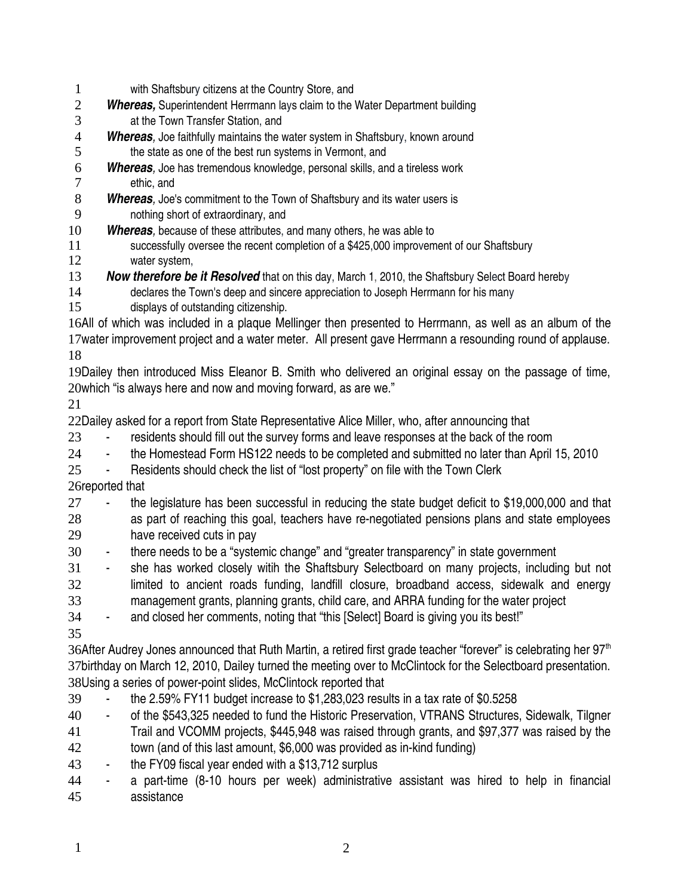with Shaftsbury citizens at the Country Store, and

***Whereas,*** Superintendent Herrmann lays claim to the Water Department building at the Town Transfer Station, and

***Whereas,*** Joe faithfully maintains the water system in Shaftsbury, known around the state as one of the best run systems in Vermont, and

***Whereas,*** Joe has tremendous knowledge, personal skills, and a tireless work ethic, and

***Whereas,*** Joe's commitment to the Town of Shaftsbury and its water users is nothing short of extraordinary, and

***Whereas,*** because of these attributes, and many others, he was able to successfully oversee the recent completion of a $425,000 improvement of our Shaftsbury water system,

***Now therefore be it Resolved*** that on this day, March 1, 2010, the Shaftsbury Select Board hereby declares the Town's deep and sincere appreciation to Joseph Herrmann for his many displays of outstanding citizenship.

All of which was included in a plaque Mellinger then presented to Herrmann, as well as an album of the water improvement project and a water meter. All present gave Herrmann a resounding round of applause.

Dailey then introduced Miss Eleanor B. Smith who delivered an original essay on the passage of time, which "is always here and now and moving forward, as are we."

Dailey asked for a report from State Representative Alice Miller, who, after announcing that

- residents should fill out the survey forms and leave responses at the back of the room
- the Homestead Form HS122 needs to be completed and submitted no later than April 15, 2010
- Residents should check the list of "lost property" on file with the Town Clerk

reported that

- the legislature has been successful in reducing the state budget deficit to $19,000,000 and that as part of reaching this goal, teachers have re-negotiated pensions plans and state employees have received cuts in pay
- there needs to be a "systemic change" and "greater transparency" in state government
- she has worked closely witih the Shaftsbury Selectboard on many projects, including but not limited to ancient roads funding, landfill closure, broadband access, sidewalk and energy management grants, planning grants, child care, and ARRA funding for the water project
- and closed her comments, noting that "this [Select] Board is giving you its best!"

After Audrey Jones announced that Ruth Martin, a retired first grade teacher "forever" is celebrating her 97th birthday on March 12, 2010, Dailey turned the meeting over to McClintock for the Selectboard presentation. Using a series of power-point slides, McClintock reported that

- the 2.59% FY11 budget increase to $1,283,023 results in a tax rate of $0.5258
- of the $543,325 needed to fund the Historic Preservation, VTRANS Structures, Sidewalk, Tilgner Trail and VCOMM projects, $445,948 was raised through grants, and $97,377 was raised by the town (and of this last amount, $6,000 was provided as in-kind funding)
- the FY09 fiscal year ended with a $13,712 surplus
- a part-time (8-10 hours per week) administrative assistant was hired to help in financial assistance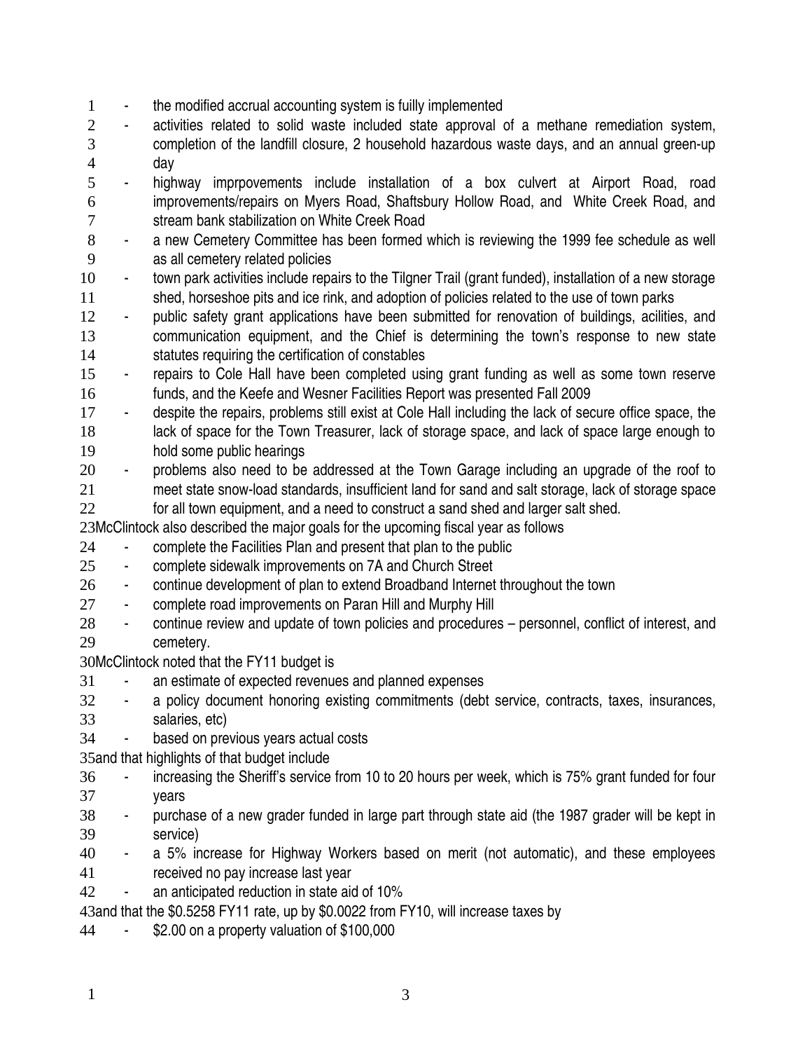- the modified accrual accounting system is fuilly implemented
- activities related to solid waste included state approval of a methane remediation system, completion of the landfill closure, 2 household hazardous waste days, and an annual green-up day
- highway imprpovements include installation of a box culvert at Airport Road, road improvements/repairs on Myers Road, Shaftsbury Hollow Road, and White Creek Road, and stream bank stabilization on White Creek Road
- a new Cemetery Committee has been formed which is reviewing the 1999 fee schedule as well as all cemetery related policies
- town park activities include repairs to the Tilgner Trail (grant funded), installation of a new storage shed, horseshoe pits and ice rink, and adoption of policies related to the use of town parks
- public safety grant applications have been submitted for renovation of buildings, acilities, and communication equipment, and the Chief is determining the town's response to new state statutes requiring the certification of constables
- repairs to Cole Hall have been completed using grant funding as well as some town reserve funds, and the Keefe and Wesner Facilities Report was presented Fall 2009
- despite the repairs, problems still exist at Cole Hall including the lack of secure office space, the lack of space for the Town Treasurer, lack of storage space, and lack of space large enough to hold some public hearings
- problems also need to be addressed at the Town Garage including an upgrade of the roof to meet state snow-load standards, insufficient land for sand and salt storage, lack of storage space for all town equipment, and a need to construct a sand shed and larger salt shed.

McClintock also described the major goals for the upcoming fiscal year as follows

- complete the Facilities Plan and present that plan to the public
- complete sidewalk improvements on 7A and Church Street
- continue development of plan to extend Broadband Internet throughout the town
- complete road improvements on Paran Hill and Murphy Hill
- continue review and update of town policies and procedures – personnel, conflict of interest, and cemetery.

McClintock noted that the FY11 budget is

- an estimate of expected revenues and planned expenses
- a policy document honoring existing commitments (debt service, contracts, taxes, insurances, salaries, etc)
- based on previous years actual costs

and that highlights of that budget include

- increasing the Sheriff's service from 10 to 20 hours per week, which is 75% grant funded for four years
- purchase of a new grader funded in large part through state aid (the 1987 grader will be kept in service)
- a 5% increase for Highway Workers based on merit (not automatic), and these employees received no pay increase last year
- an anticipated reduction in state aid of 10%

and that the $0.5258 FY11 rate, up by $0.0022 from FY10, will increase taxes by

- $2.00 on a property valuation of $100,000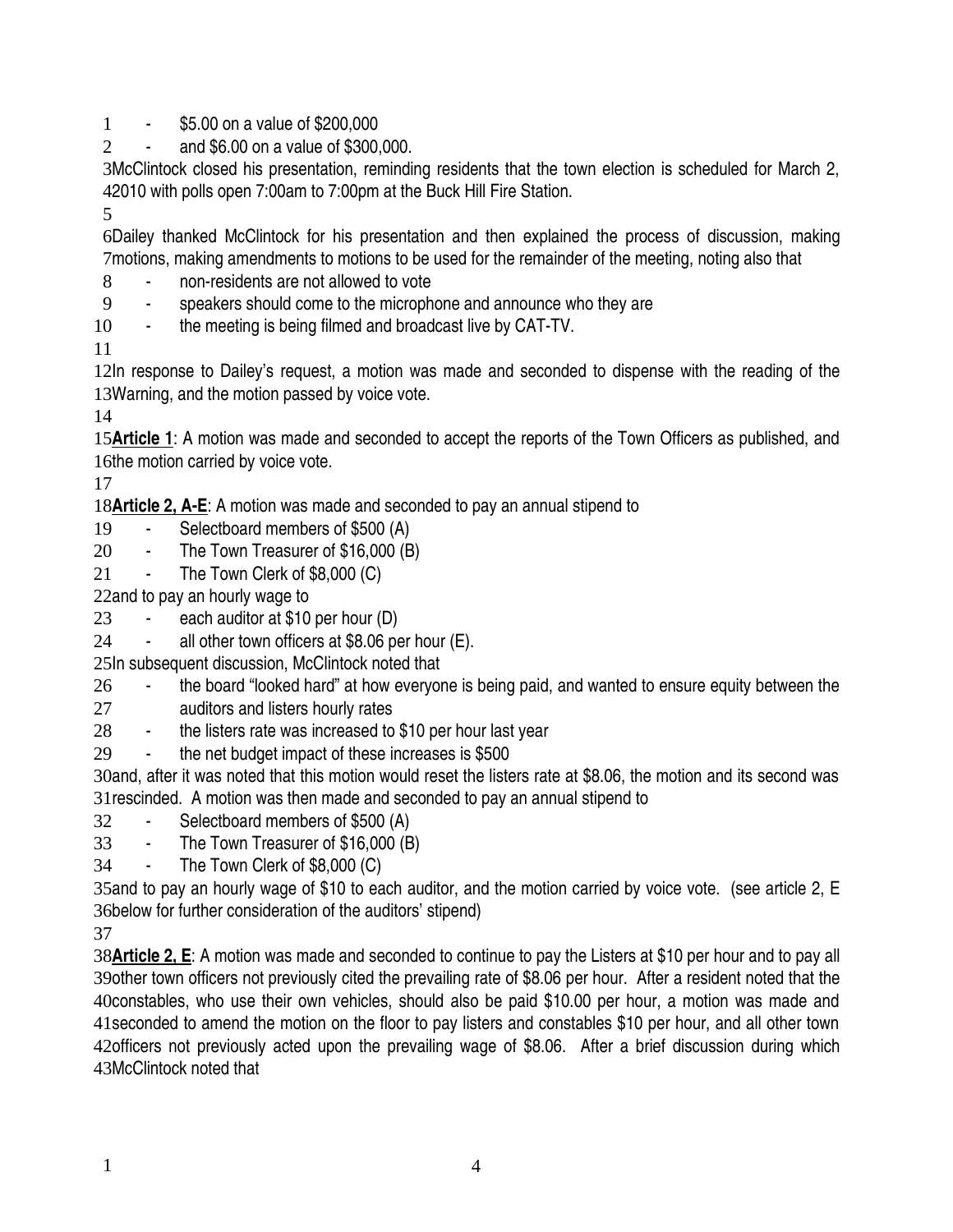- $5.00 on a value of $200,000
- and $6.00 on a value of $300,000.

McClintock closed his presentation, reminding residents that the town election is scheduled for March 2, 2010 with polls open 7:00am to 7:00pm at the Buck Hill Fire Station.

Dailey thanked McClintock for his presentation and then explained the process of discussion, making motions, making amendments to motions to be used for the remainder of the meeting, noting also that

- non-residents are not allowed to vote
- speakers should come to the microphone and announce who they are
- the meeting is being filmed and broadcast live by CAT-TV.

In response to Dailey's request, a motion was made and seconded to dispense with the reading of the Warning, and the motion passed by voice vote.

**Article 1**: A motion was made and seconded to accept the reports of the Town Officers as published, and the motion carried by voice vote.

**Article 2, A-E**: A motion was made and seconded to pay an annual stipend to

- Selectboard members of $500 (A)
- The Town Treasurer of $16,000 (B)
- The Town Clerk of $8,000 (C)

and to pay an hourly wage to

- each auditor at $10 per hour (D)
- all other town officers at $8.06 per hour (E).

In subsequent discussion, McClintock noted that

- the board "looked hard" at how everyone is being paid, and wanted to ensure equity between the auditors and listers hourly rates
- the listers rate was increased to $10 per hour last year
- the net budget impact of these increases is $500

and, after it was noted that this motion would reset the listers rate at $8.06, the motion and its second was rescinded. A motion was then made and seconded to pay an annual stipend to

- Selectboard members of $500 (A)
- The Town Treasurer of $16,000 (B)
- The Town Clerk of $8,000 (C)

and to pay an hourly wage of $10 to each auditor, and the motion carried by voice vote. (see article 2, E below for further consideration of the auditors' stipend)

**Article 2, E**: A motion was made and seconded to continue to pay the Listers at $10 per hour and to pay all other town officers not previously cited the prevailing rate of $8.06 per hour. After a resident noted that the constables, who use their own vehicles, should also be paid $10.00 per hour, a motion was made and seconded to amend the motion on the floor to pay listers and constables $10 per hour, and all other town officers not previously acted upon the prevailing wage of $8.06. After a brief discussion during which McClintock noted that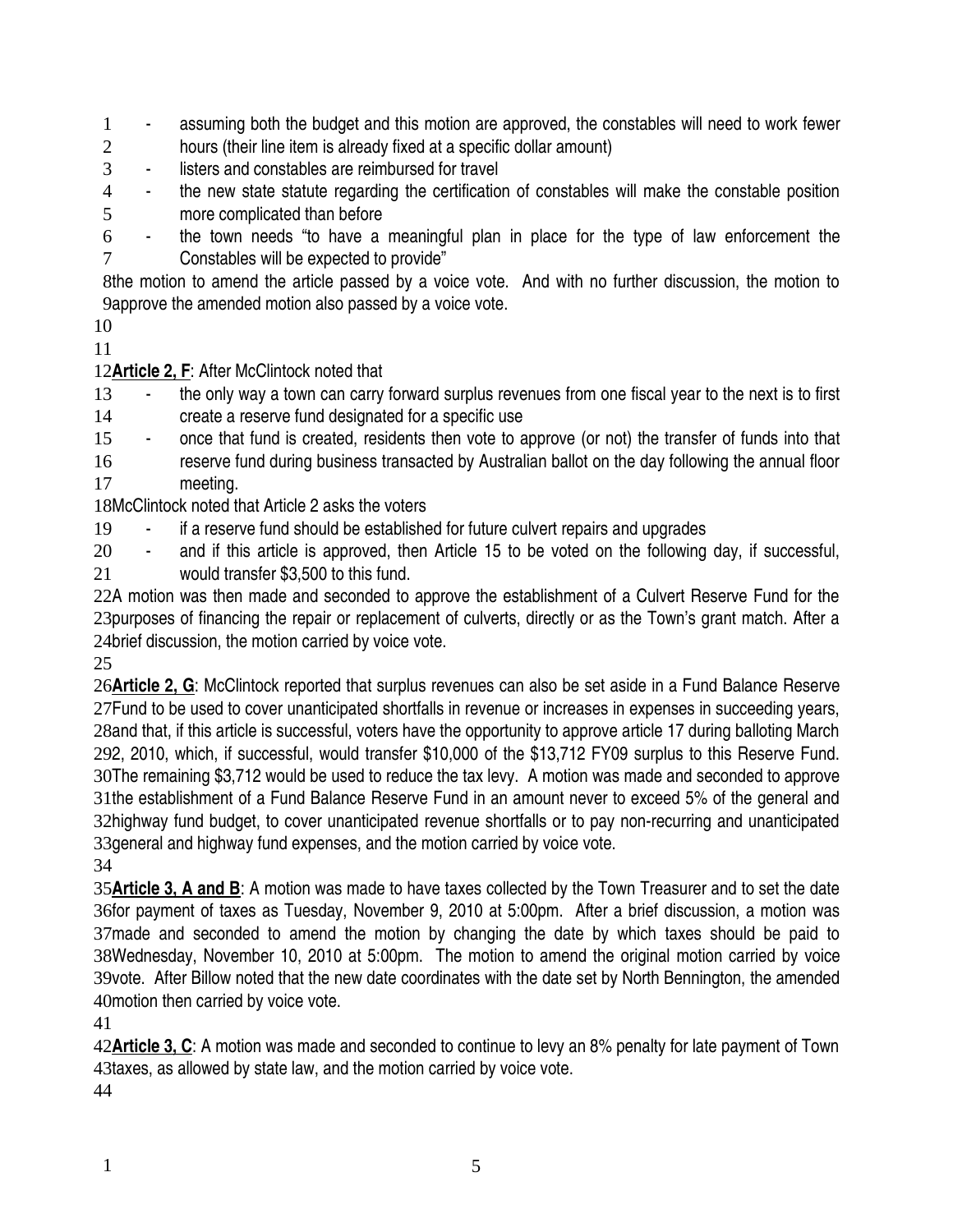- assuming both the budget and this motion are approved, the constables will need to work fewer hours (their line item is already fixed at a specific dollar amount)
- listers and constables are reimbursed for travel
- the new state statute regarding the certification of constables will make the constable position more complicated than before
- the town needs "to have a meaningful plan in place for the type of law enforcement the Constables will be expected to provide"

the motion to amend the article passed by a voice vote. And with no further discussion, the motion to approve the amended motion also passed by a voice vote.

**Article 2, F**: After McClintock noted that

- the only way a town can carry forward surplus revenues from one fiscal year to the next is to first create a reserve fund designated for a specific use
- once that fund is created, residents then vote to approve (or not) the transfer of funds into that reserve fund during business transacted by Australian ballot on the day following the annual floor meeting.

McClintock noted that Article 2 asks the voters

- if a reserve fund should be established for future culvert repairs and upgrades
- and if this article is approved, then Article 15 to be voted on the following day, if successful, would transfer $3,500 to this fund.

A motion was then made and seconded to approve the establishment of a Culvert Reserve Fund for the purposes of financing the repair or replacement of culverts, directly or as the Town's grant match. After a brief discussion, the motion carried by voice vote.

**Article 2, G**: McClintock reported that surplus revenues can also be set aside in a Fund Balance Reserve Fund to be used to cover unanticipated shortfalls in revenue or increases in expenses in succeeding years, and that, if this article is successful, voters have the opportunity to approve article 17 during balloting March 2, 2010, which, if successful, would transfer $10,000 of the $13,712 FY09 surplus to this Reserve Fund. The remaining $3,712 would be used to reduce the tax levy. A motion was made and seconded to approve the establishment of a Fund Balance Reserve Fund in an amount never to exceed 5% of the general and highway fund budget, to cover unanticipated revenue shortfalls or to pay non-recurring and unanticipated general and highway fund expenses, and the motion carried by voice vote.

**Article 3, A and B**: A motion was made to have taxes collected by the Town Treasurer and to set the date for payment of taxes as Tuesday, November 9, 2010 at 5:00pm. After a brief discussion, a motion was made and seconded to amend the motion by changing the date by which taxes should be paid to Wednesday, November 10, 2010 at 5:00pm. The motion to amend the original motion carried by voice vote. After Billow noted that the new date coordinates with the date set by North Bennington, the amended motion then carried by voice vote.

**Article 3, C**: A motion was made and seconded to continue to levy an 8% penalty for late payment of Town taxes, as allowed by state law, and the motion carried by voice vote.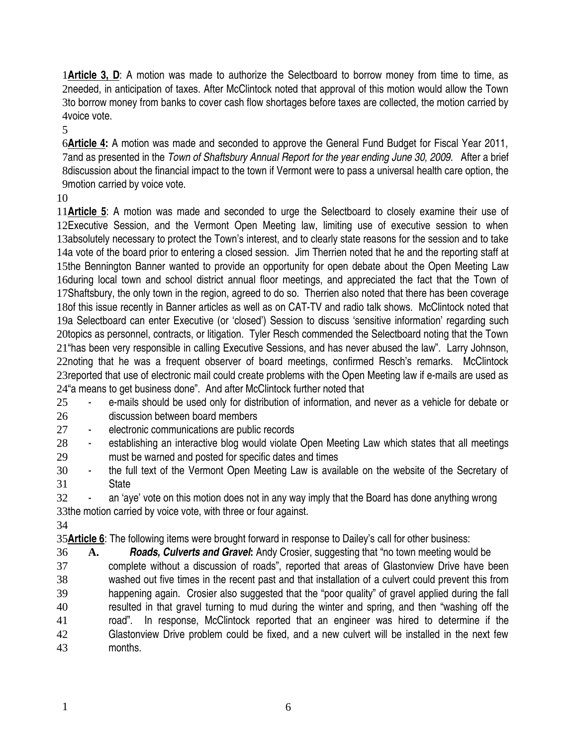**Article 3, D**: A motion was made to authorize the Selectboard to borrow money from time to time, as needed, in anticipation of taxes. After McClintock noted that approval of this motion would allow the Town to borrow money from banks to cover cash flow shortages before taxes are collected, the motion carried by voice vote.

**Article 4:** A motion was made and seconded to approve the General Fund Budget for Fiscal Year 2011, and as presented in the *Town of Shaftsbury Annual Report for the year ending June 30, 2009.* After a brief discussion about the financial impact to the town if Vermont were to pass a universal health care option, the motion carried by voice vote.

**Article 5**: A motion was made and seconded to urge the Selectboard to closely examine their use of Executive Session, and the Vermont Open Meeting law, limiting use of executive session to when absolutely necessary to protect the Town's interest, and to clearly state reasons for the session and to take a vote of the board prior to entering a closed session. Jim Therrien noted that he and the reporting staff at the Bennington Banner wanted to provide an opportunity for open debate about the Open Meeting Law during local town and school district annual floor meetings, and appreciated the fact that the Town of Shaftsbury, the only town in the region, agreed to do so. Therrien also noted that there has been coverage of this issue recently in Banner articles as well as on CAT-TV and radio talk shows. McClintock noted that a Selectboard can enter Executive (or 'closed') Session to discuss 'sensitive information' regarding such topics as personnel, contracts, or litigation. Tyler Resch commended the Selectboard noting that the Town "has been very responsible in calling Executive Sessions, and has never abused the law". Larry Johnson, noting that he was a frequent observer of board meetings, confirmed Resch's remarks. McClintock reported that use of electronic mail could create problems with the Open Meeting law if e-mails are used as "a means to get business done". And after McClintock further noted that

- e-mails should be used only for distribution of information, and never as a vehicle for debate or discussion between board members
- electronic communications are public records
- establishing an interactive blog would violate Open Meeting Law which states that all meetings must be warned and posted for specific dates and times
- the full text of the Vermont Open Meeting Law is available on the website of the Secretary of State
- an 'aye' vote on this motion does not in any way imply that the Board has done anything wrong

the motion carried by voice vote, with three or four against.

**Article 6**: The following items were brought forward in response to Dailey's call for other business:

**A.** ***Roads, Culverts and Gravel*:** Andy Crosier, suggesting that "no town meeting would be complete without a discussion of roads", reported that areas of Glastonview Drive have been washed out five times in the recent past and that installation of a culvert could prevent this from happening again. Crosier also suggested that the "poor quality" of gravel applied during the fall resulted in that gravel turning to mud during the winter and spring, and then "washing off the road". In response, McClintock reported that an engineer was hired to determine if the Glastonview Drive problem could be fixed, and a new culvert will be installed in the next few months.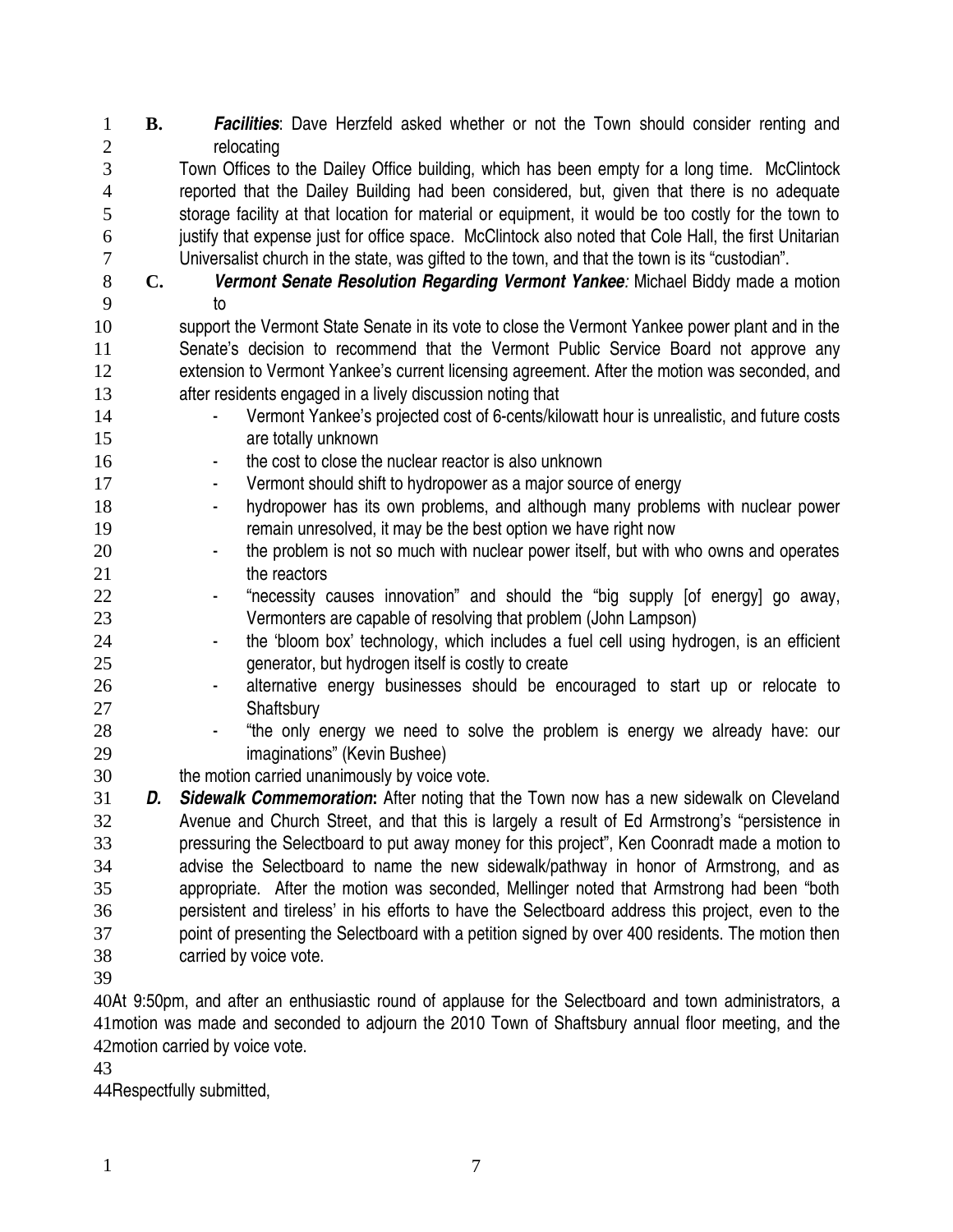**B.** ***Facilities***: Dave Herzfeld asked whether or not the Town should consider renting and relocating Town Offices to the Dailey Office building, which has been empty for a long time. McClintock reported that the Dailey Building had been considered, but, given that there is no adequate storage facility at that location for material or equipment, it would be too costly for the town to justify that expense just for office space. McClintock also noted that Cole Hall, the first Unitarian Universalist church in the state, was gifted to the town, and that the town is its "custodian".

**C.** ***Vermont Senate Resolution Regarding Vermont Yankee:*** Michael Biddy made a motion to support the Vermont State Senate in its vote to close the Vermont Yankee power plant and in the Senate's decision to recommend that the Vermont Public Service Board not approve any extension to Vermont Yankee's current licensing agreement. After the motion was seconded, and after residents engaged in a lively discussion noting that

- Vermont Yankee's projected cost of 6-cents/kilowatt hour is unrealistic, and future costs are totally unknown
- the cost to close the nuclear reactor is also unknown
- Vermont should shift to hydropower as a major source of energy
- hydropower has its own problems, and although many problems with nuclear power remain unresolved, it may be the best option we have right now
- the problem is not so much with nuclear power itself, but with who owns and operates the reactors
- "necessity causes innovation" and should the "big supply [of energy] go away, Vermonters are capable of resolving that problem (John Lampson)
- the 'bloom box' technology, which includes a fuel cell using hydrogen, is an efficient generator, but hydrogen itself is costly to create
- alternative energy businesses should be encouraged to start up or relocate to Shaftsbury
- "the only energy we need to solve the problem is energy we already have: our imaginations" (Kevin Bushee)

the motion carried unanimously by voice vote.

***D. Sidewalk Commemoration*:** After noting that the Town now has a new sidewalk on Cleveland Avenue and Church Street, and that this is largely a result of Ed Armstrong's "persistence in pressuring the Selectboard to put away money for this project", Ken Coonradt made a motion to advise the Selectboard to name the new sidewalk/pathway in honor of Armstrong, and as appropriate. After the motion was seconded, Mellinger noted that Armstrong had been "both persistent and tireless' in his efforts to have the Selectboard address this project, even to the point of presenting the Selectboard with a petition signed by over 400 residents. The motion then carried by voice vote.

At 9:50pm, and after an enthusiastic round of applause for the Selectboard and town administrators, a motion was made and seconded to adjourn the 2010 Town of Shaftsbury annual floor meeting, and the motion carried by voice vote.

Respectfully submitted,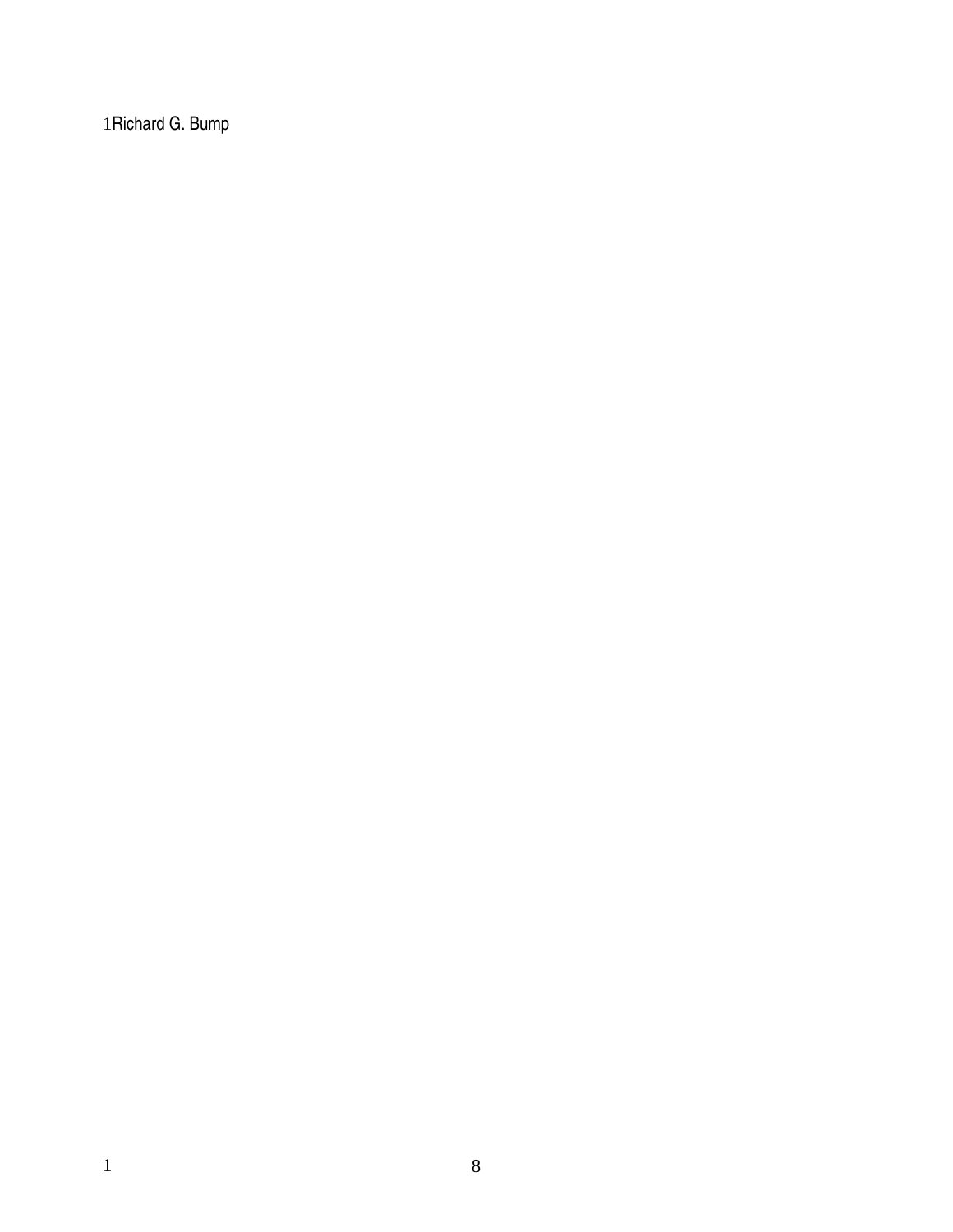[1] Richard G. Bump